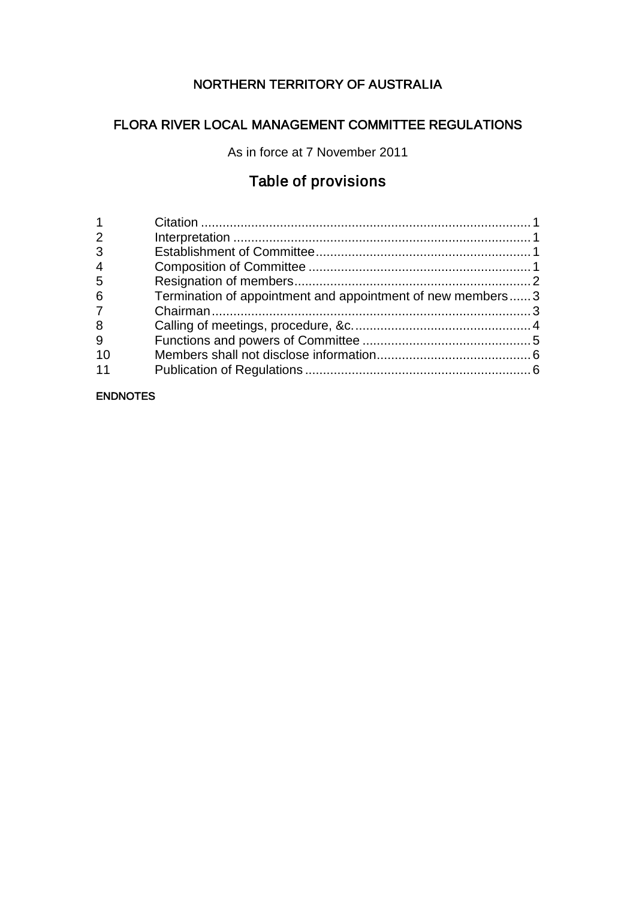# NORTHERN TERRITORY OF AUSTRALIA

## FLORA RIVER LOCAL MANAGEMENT COMMITTEE REGULATIONS

As in force at 7 November 2011

## Table of provisions

| | | |
|---|---|---|
| 1 | Citation | 1 |
| 2 | Interpretation | 1 |
| 3 | Establishment of Committee | 1 |
| 4 | Composition of Committee | 1 |
| 5 | Resignation of members | 2 |
| 6 | Termination of appointment and appointment of new members | 3 |
| 7 | Chairman | 3 |
| 8 | Calling of meetings, procedure, &c. | 4 |
| 9 | Functions and powers of Committee | 5 |
| 10 | Members shall not disclose information | 6 |
| 11 | Publication of Regulations | 6 |

**ENDNOTES**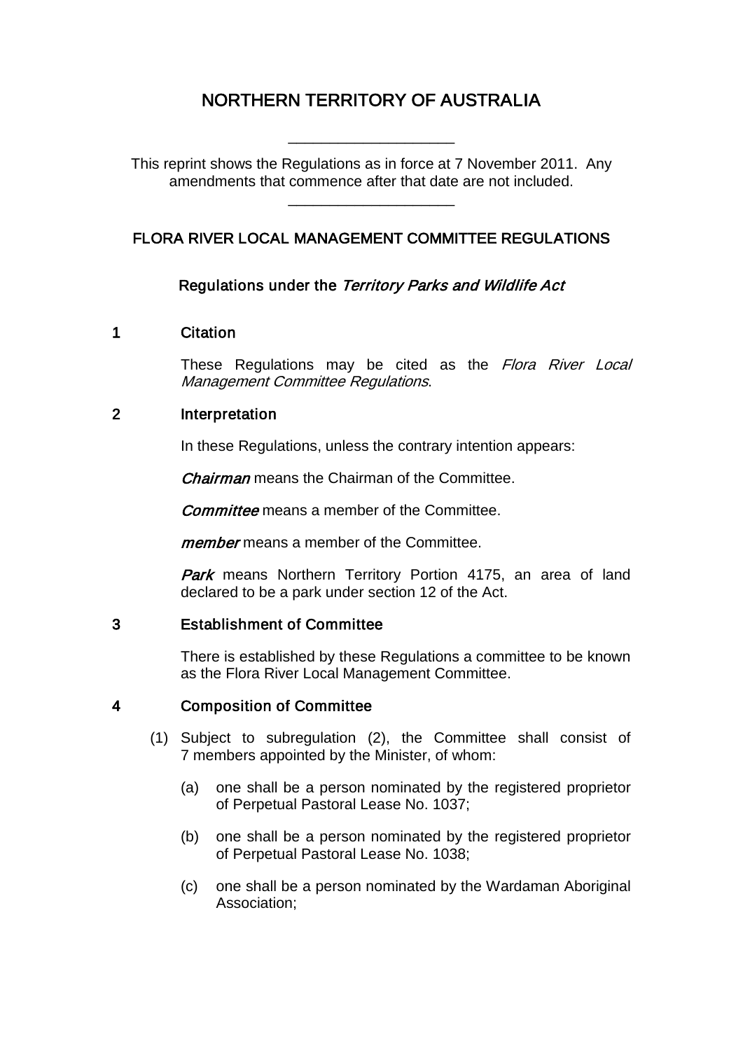# NORTHERN TERRITORY OF AUSTRALIA

____________________

This reprint shows the Regulations as in force at 7 November 2011. Any amendments that commence after that date are not included.

____________________

## FLORA RIVER LOCAL MANAGEMENT COMMITTEE REGULATIONS

### Regulations under the *Territory Parks and Wildlife Act*

### 1 Citation

These Regulations may be cited as the *Flora River Local Management Committee Regulations*.

### 2 Interpretation

In these Regulations, unless the contrary intention appears:

***Chairman*** means the Chairman of the Committee.

***Committee*** means a member of the Committee.

***member*** means a member of the Committee.

***Park*** means Northern Territory Portion 4175, an area of land declared to be a park under section 12 of the Act.

### 3 Establishment of Committee

There is established by these Regulations a committee to be known as the Flora River Local Management Committee.

### 4 Composition of Committee

(1) Subject to subregulation (2), the Committee shall consist of 7 members appointed by the Minister, of whom:

(a) one shall be a person nominated by the registered proprietor of Perpetual Pastoral Lease No. 1037;

(b) one shall be a person nominated by the registered proprietor of Perpetual Pastoral Lease No. 1038;

(c) one shall be a person nominated by the Wardaman Aboriginal Association;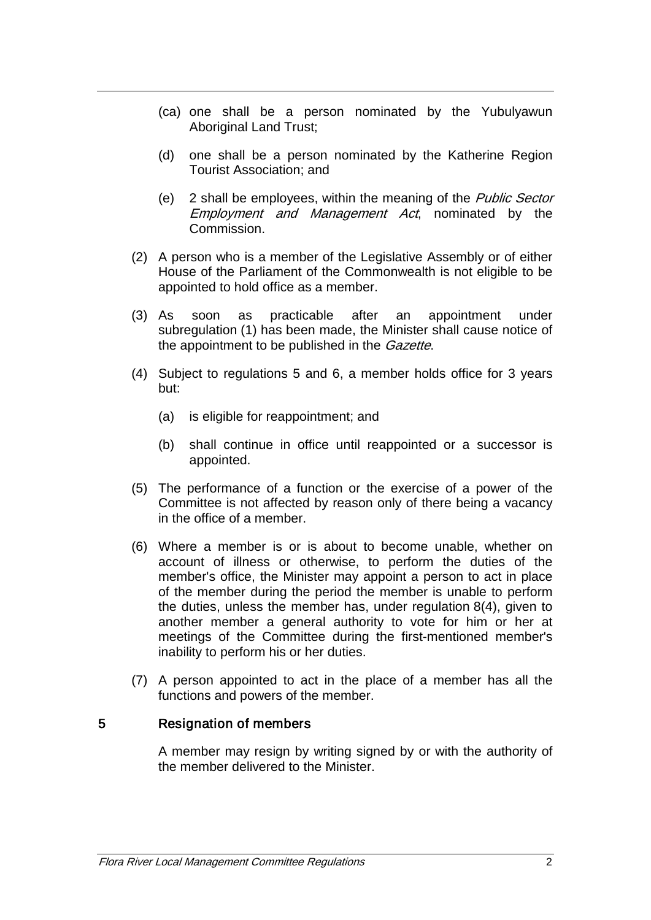(ca) one shall be a person nominated by the Yubulyawun Aboriginal Land Trust;

(d) one shall be a person nominated by the Katherine Region Tourist Association; and

(e) 2 shall be employees, within the meaning of the *Public Sector Employment and Management Act*, nominated by the Commission.

(2) A person who is a member of the Legislative Assembly or of either House of the Parliament of the Commonwealth is not eligible to be appointed to hold office as a member.

(3) As soon as practicable after an appointment under subregulation (1) has been made, the Minister shall cause notice of the appointment to be published in the *Gazette*.

(4) Subject to regulations 5 and 6, a member holds office for 3 years but:

(a) is eligible for reappointment; and

(b) shall continue in office until reappointed or a successor is appointed.

(5) The performance of a function or the exercise of a power of the Committee is not affected by reason only of there being a vacancy in the office of a member.

(6) Where a member is or is about to become unable, whether on account of illness or otherwise, to perform the duties of the member's office, the Minister may appoint a person to act in place of the member during the period the member is unable to perform the duties, unless the member has, under regulation 8(4), given to another member a general authority to vote for him or her at meetings of the Committee during the first-mentioned member's inability to perform his or her duties.

(7) A person appointed to act in the place of a member has all the functions and powers of the member.

## 5 Resignation of members

A member may resign by writing signed by or with the authority of the member delivered to the Minister.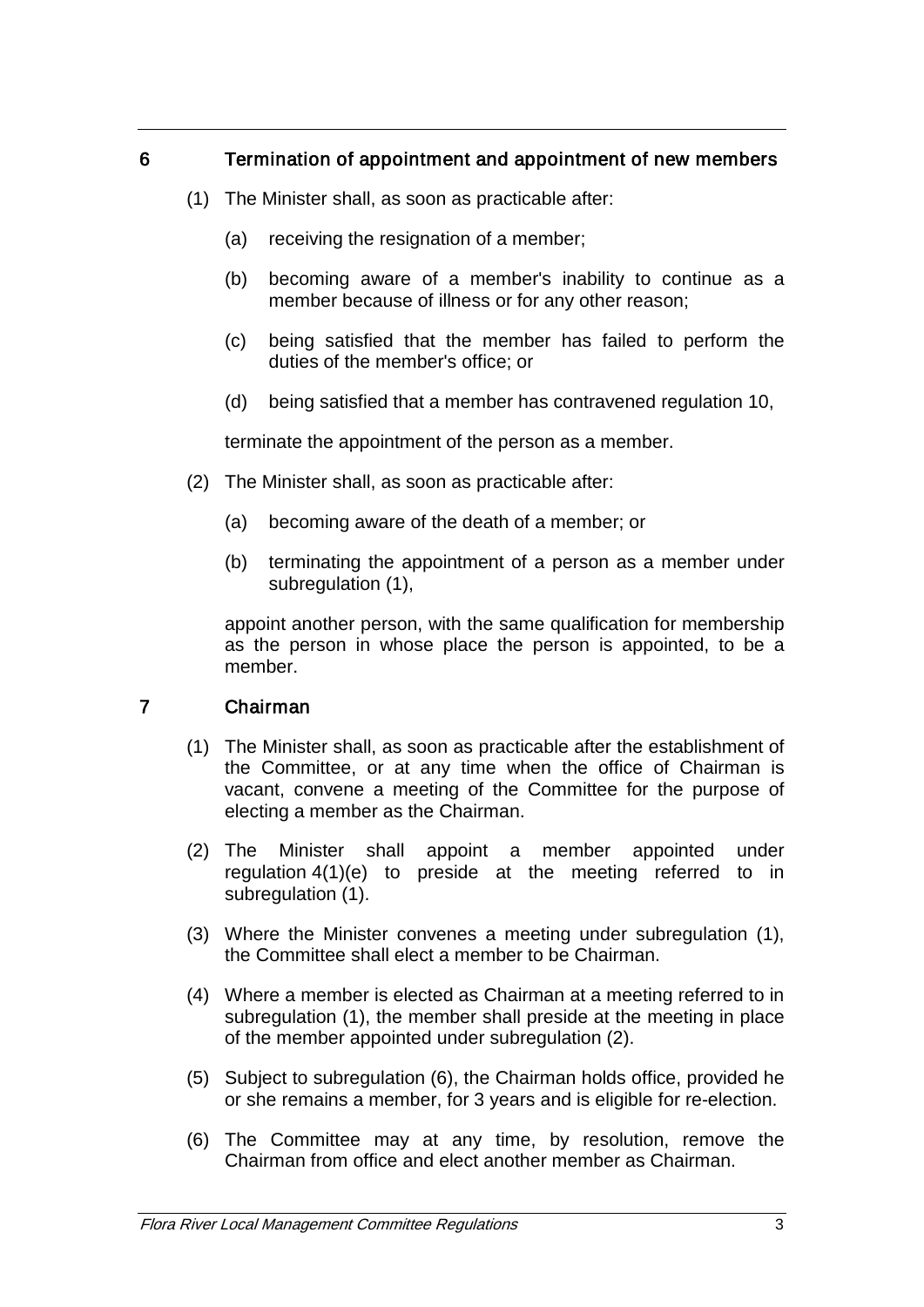## 6 Termination of appointment and appointment of new members

(1) The Minister shall, as soon as practicable after:

(a) receiving the resignation of a member;

(b) becoming aware of a member's inability to continue as a member because of illness or for any other reason;

(c) being satisfied that the member has failed to perform the duties of the member's office; or

(d) being satisfied that a member has contravened regulation 10,

terminate the appointment of the person as a member.

(2) The Minister shall, as soon as practicable after:

(a) becoming aware of the death of a member; or

(b) terminating the appointment of a person as a member under subregulation (1),

appoint another person, with the same qualification for membership as the person in whose place the person is appointed, to be a member.

## 7 Chairman

(1) The Minister shall, as soon as practicable after the establishment of the Committee, or at any time when the office of Chairman is vacant, convene a meeting of the Committee for the purpose of electing a member as the Chairman.

(2) The Minister shall appoint a member appointed under regulation 4(1)(e) to preside at the meeting referred to in subregulation (1).

(3) Where the Minister convenes a meeting under subregulation (1), the Committee shall elect a member to be Chairman.

(4) Where a member is elected as Chairman at a meeting referred to in subregulation (1), the member shall preside at the meeting in place of the member appointed under subregulation (2).

(5) Subject to subregulation (6), the Chairman holds office, provided he or she remains a member, for 3 years and is eligible for re-election.

(6) The Committee may at any time, by resolution, remove the Chairman from office and elect another member as Chairman.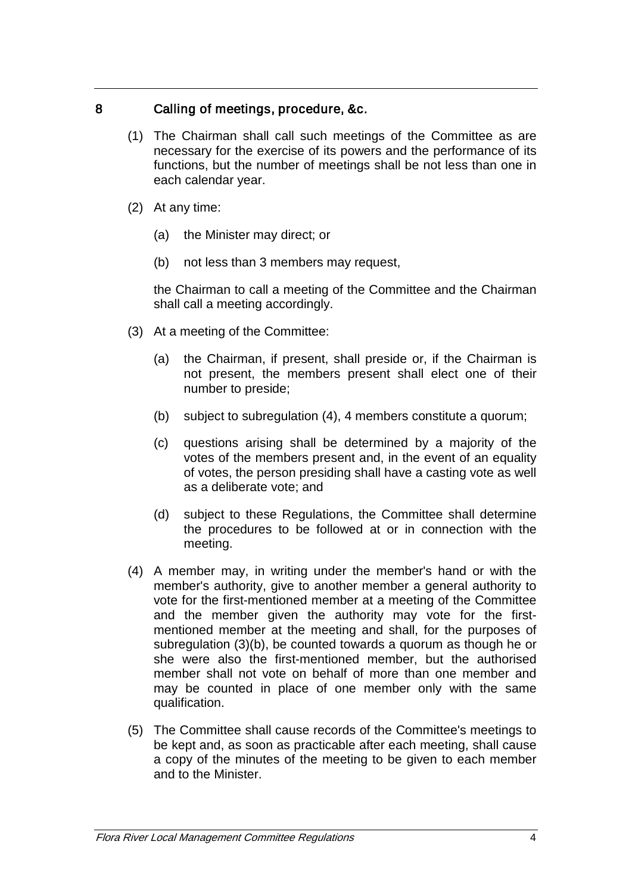## 8 Calling of meetings, procedure, &c.

(1) The Chairman shall call such meetings of the Committee as are necessary for the exercise of its powers and the performance of its functions, but the number of meetings shall be not less than one in each calendar year.

(2) At any time:

(a) the Minister may direct; or

(b) not less than 3 members may request,

the Chairman to call a meeting of the Committee and the Chairman shall call a meeting accordingly.

(3) At a meeting of the Committee:

(a) the Chairman, if present, shall preside or, if the Chairman is not present, the members present shall elect one of their number to preside;

(b) subject to subregulation (4), 4 members constitute a quorum;

(c) questions arising shall be determined by a majority of the votes of the members present and, in the event of an equality of votes, the person presiding shall have a casting vote as well as a deliberate vote; and

(d) subject to these Regulations, the Committee shall determine the procedures to be followed at or in connection with the meeting.

(4) A member may, in writing under the member's hand or with the member's authority, give to another member a general authority to vote for the first-mentioned member at a meeting of the Committee and the member given the authority may vote for the first-mentioned member at the meeting and shall, for the purposes of subregulation (3)(b), be counted towards a quorum as though he or she were also the first-mentioned member, but the authorised member shall not vote on behalf of more than one member and may be counted in place of one member only with the same qualification.

(5) The Committee shall cause records of the Committee's meetings to be kept and, as soon as practicable after each meeting, shall cause a copy of the minutes of the meeting to be given to each member and to the Minister.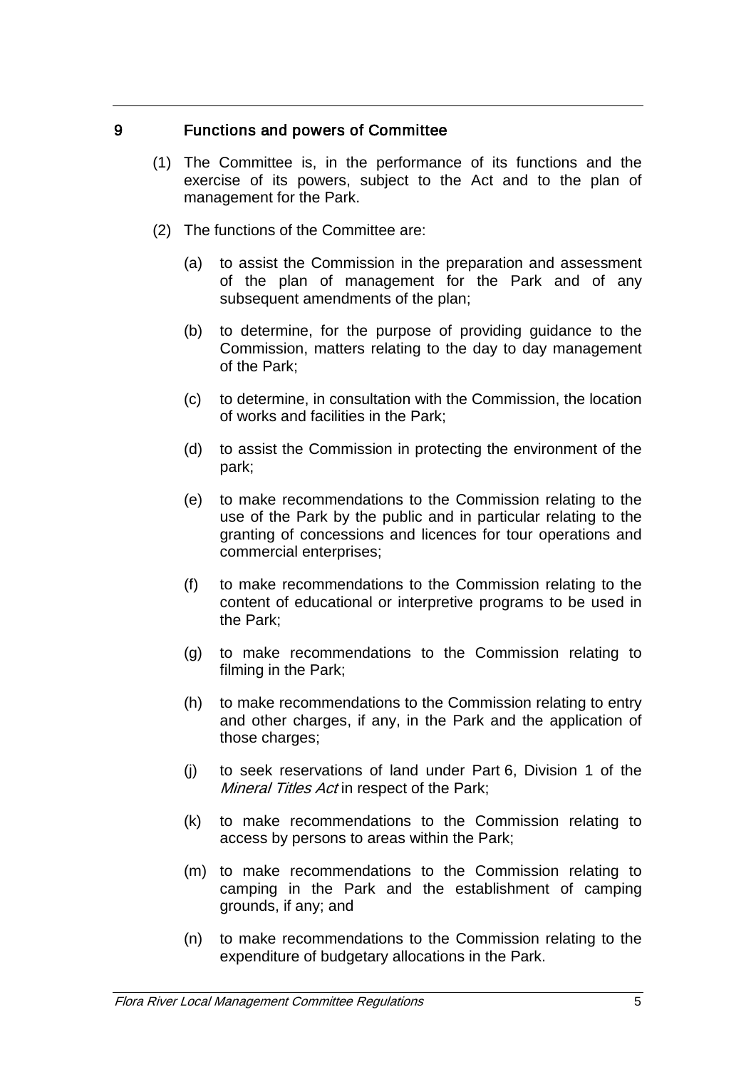## 9 Functions and powers of Committee

(1) The Committee is, in the performance of its functions and the exercise of its powers, subject to the Act and to the plan of management for the Park.

(2) The functions of the Committee are:

(a) to assist the Commission in the preparation and assessment of the plan of management for the Park and of any subsequent amendments of the plan;

(b) to determine, for the purpose of providing guidance to the Commission, matters relating to the day to day management of the Park;

(c) to determine, in consultation with the Commission, the location of works and facilities in the Park;

(d) to assist the Commission in protecting the environment of the park;

(e) to make recommendations to the Commission relating to the use of the Park by the public and in particular relating to the granting of concessions and licences for tour operations and commercial enterprises;

(f) to make recommendations to the Commission relating to the content of educational or interpretive programs to be used in the Park;

(g) to make recommendations to the Commission relating to filming in the Park;

(h) to make recommendations to the Commission relating to entry and other charges, if any, in the Park and the application of those charges;

(j) to seek reservations of land under Part 6, Division 1 of the *Mineral Titles Act* in respect of the Park;

(k) to make recommendations to the Commission relating to access by persons to areas within the Park;

(m) to make recommendations to the Commission relating to camping in the Park and the establishment of camping grounds, if any; and

(n) to make recommendations to the Commission relating to the expenditure of budgetary allocations in the Park.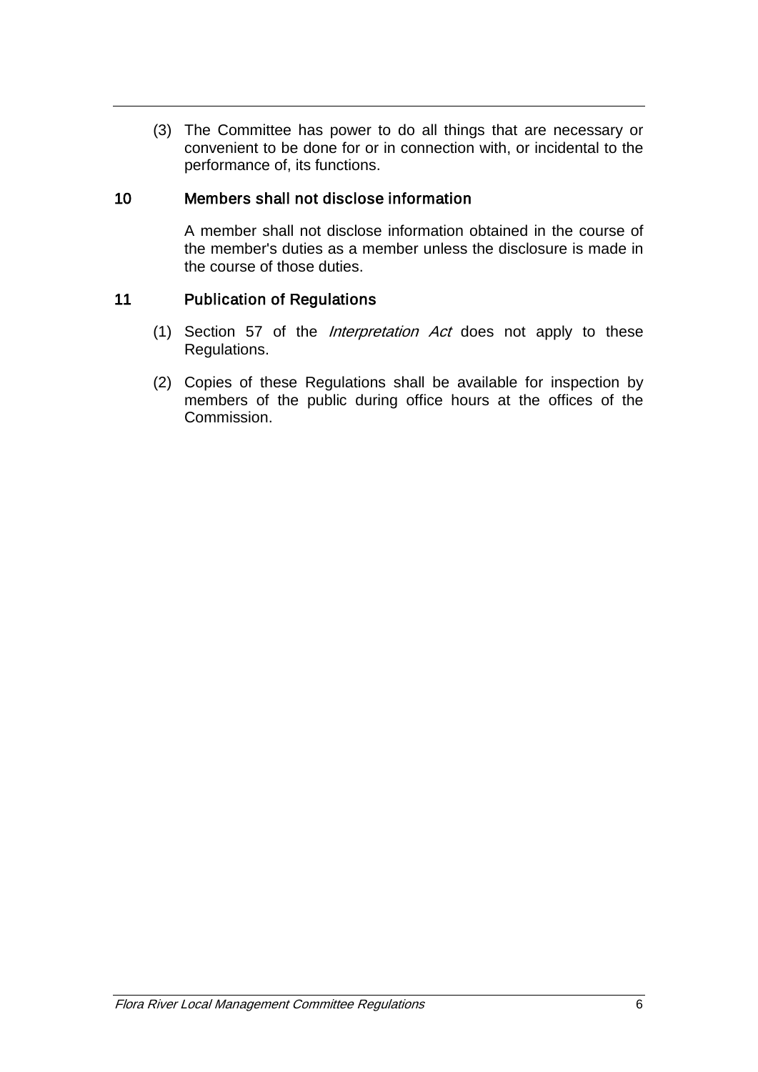(3) The Committee has power to do all things that are necessary or convenient to be done for or in connection with, or incidental to the performance of, its functions.

## 10 Members shall not disclose information

A member shall not disclose information obtained in the course of the member's duties as a member unless the disclosure is made in the course of those duties.

## 11 Publication of Regulations

(1) Section 57 of the *Interpretation Act* does not apply to these Regulations.

(2) Copies of these Regulations shall be available for inspection by members of the public during office hours at the offices of the Commission.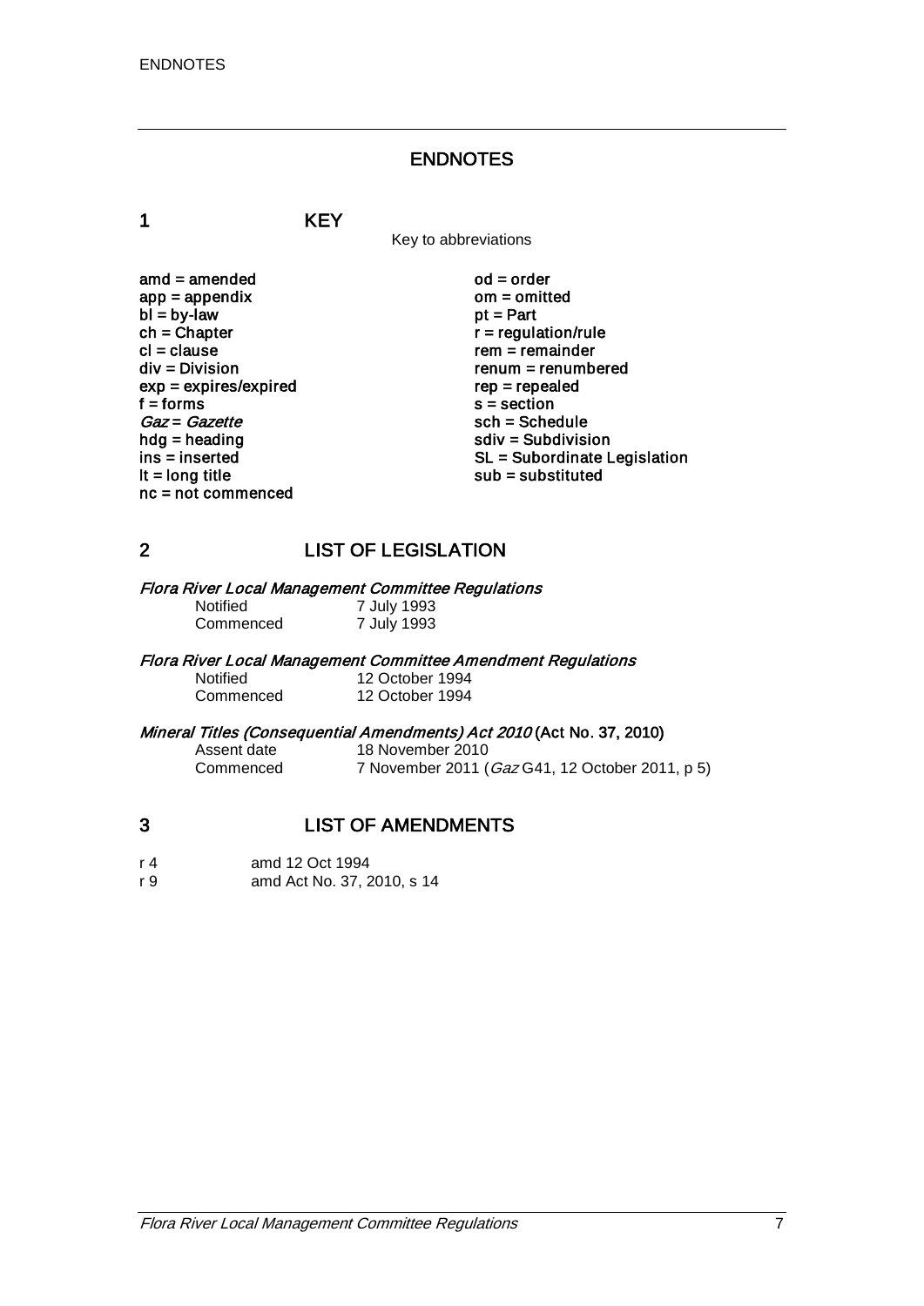# ENDNOTES

## 1 KEY

Key to abbreviations

| | |
|---|---|
| amd = amended | od = order |
| app = appendix | om = omitted |
| bl = by-law | pt = Part |
| ch = Chapter | r = regulation/rule |
| cl = clause | rem = remainder |
| div = Division | renum = renumbered |
| exp = expires/expired | rep = repealed |
| f = forms | s = section |
| *Gaz* = *Gazette* | sch = Schedule |
| hdg = heading | sdiv = Subdivision |
| ins = inserted | SL = Subordinate Legislation |
| lt = long title | sub = substituted |
| nc = not commenced | |

## 2 LIST OF LEGISLATION

***Flora River Local Management Committee Regulations***

| | |
|---|---|
| Notified | 7 July 1993 |
| Commenced | 7 July 1993 |

***Flora River Local Management Committee Amendment Regulations***

| | |
|---|---|
| Notified | 12 October 1994 |
| Commenced | 12 October 1994 |

***Mineral Titles (Consequential Amendments) Act 2010* (Act No. 37, 2010)**

| | |
|---|---|
| Assent date | 18 November 2010 |
| Commenced | 7 November 2011 (*Gaz* G41, 12 October 2011, p 5) |

## 3 LIST OF AMENDMENTS

| | |
|---|---|
| r 4 | amd 12 Oct 1994 |
| r 9 | amd Act No. 37, 2010, s 14 |